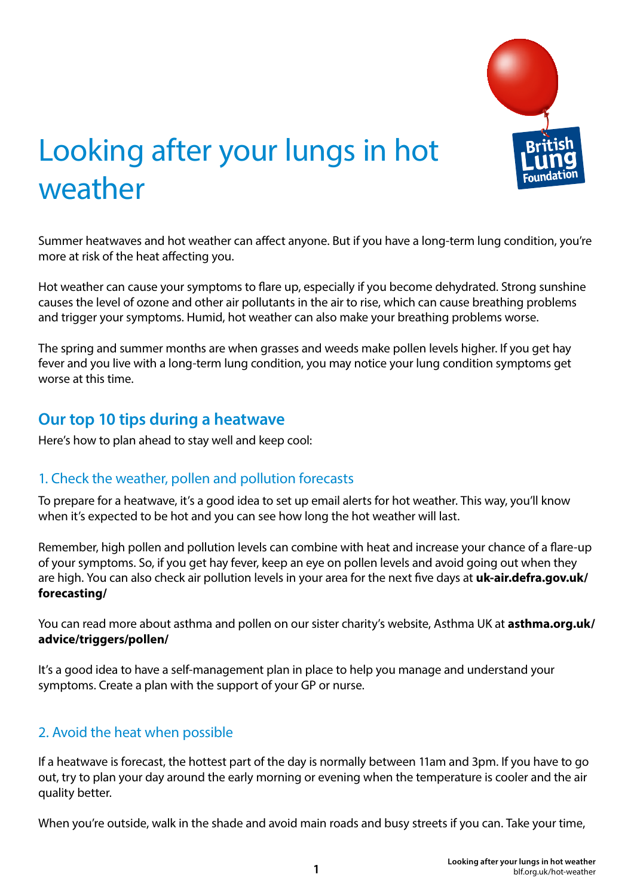# Looking after your lungs in hot weather

Summer heatwaves and hot weather can affect anyone. But if you have a long-term lung condition, you're more at risk of the heat affecting you.

Hot weather can cause your symptoms to flare up, especially if you become dehydrated. Strong sunshine causes the level of ozone and other air pollutants in the air to rise, which can cause breathing problems and trigger your symptoms. Humid, hot weather can also make your breathing problems worse.

The spring and summer months are when grasses and weeds make pollen levels higher. If you get hay fever and you live with a long-term lung condition, you may notice your lung condition symptoms get worse at this time.

## Our top 10 tips during a heatwave

Here's how to plan ahead to stay well and keep cool:

### 1. Check the weather, pollen and pollution forecasts

To prepare for a heatwave, it's a good idea to set up email alerts for hot weather. This way, you'll know when it's expected to be hot and you can see how long the hot weather will last.

Remember, high pollen and pollution levels can combine with heat and increase your chance of a flare-up of your symptoms. So, if you get hay fever, keep an eye on pollen levels and avoid going out when they are high. You can also check air pollution levels in your area for the next five days at **uk-air.defra.gov.uk/forecasting/**

You can read more about asthma and pollen on our sister charity's website, Asthma UK at **asthma.org.uk/advice/triggers/pollen/**

It's a good idea to have a self-management plan in place to help you manage and understand your symptoms. Create a plan with the support of your GP or nurse.

### 2. Avoid the heat when possible

If a heatwave is forecast, the hottest part of the day is normally between 11am and 3pm. If you have to go out, try to plan your day around the early morning or evening when the temperature is cooler and the air quality better.

When you're outside, walk in the shade and avoid main roads and busy streets if you can. Take your time,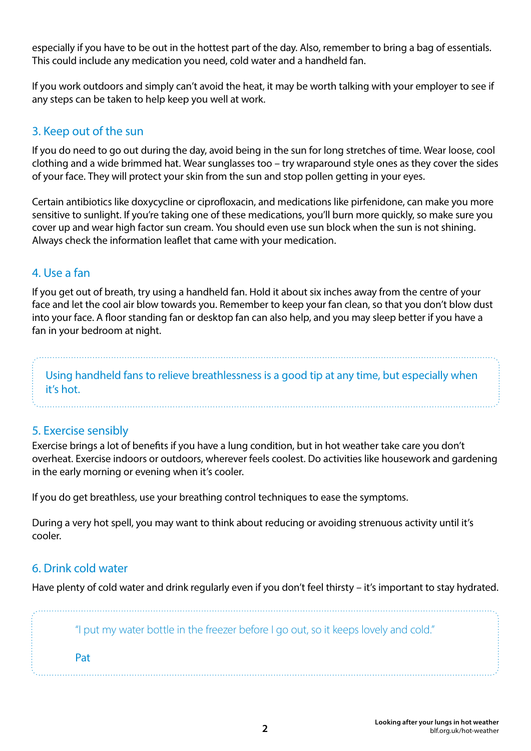especially if you have to be out in the hottest part of the day. Also, remember to bring a bag of essentials. This could include any medication you need, cold water and a handheld fan.

If you work outdoors and simply can't avoid the heat, it may be worth talking with your employer to see if any steps can be taken to help keep you well at work.

## 3. Keep out of the sun

If you do need to go out during the day, avoid being in the sun for long stretches of time. Wear loose, cool clothing and a wide brimmed hat. Wear sunglasses too – try wraparound style ones as they cover the sides of your face. They will protect your skin from the sun and stop pollen getting in your eyes.

Certain antibiotics like doxycycline or ciprofloxacin, and medications like pirfenidone, can make you more sensitive to sunlight. If you're taking one of these medications, you'll burn more quickly, so make sure you cover up and wear high factor sun cream. You should even use sun block when the sun is not shining. Always check the information leaflet that came with your medication.

## 4. Use a fan

If you get out of breath, try using a handheld fan. Hold it about six inches away from the centre of your face and let the cool air blow towards you. Remember to keep your fan clean, so that you don't blow dust into your face. A floor standing fan or desktop fan can also help, and you may sleep better if you have a fan in your bedroom at night.

> Using handheld fans to relieve breathlessness is a good tip at any time, but especially when it's hot.

## 5. Exercise sensibly

Exercise brings a lot of benefits if you have a lung condition, but in hot weather take care you don't overheat. Exercise indoors or outdoors, wherever feels coolest. Do activities like housework and gardening in the early morning or evening when it's cooler.

If you do get breathless, use your breathing control techniques to ease the symptoms.

During a very hot spell, you may want to think about reducing or avoiding strenuous activity until it's cooler.

## 6. Drink cold water

Have plenty of cold water and drink regularly even if you don't feel thirsty – it's important to stay hydrated.

> "I put my water bottle in the freezer before I go out, so it keeps lovely and cold."
>
> Pat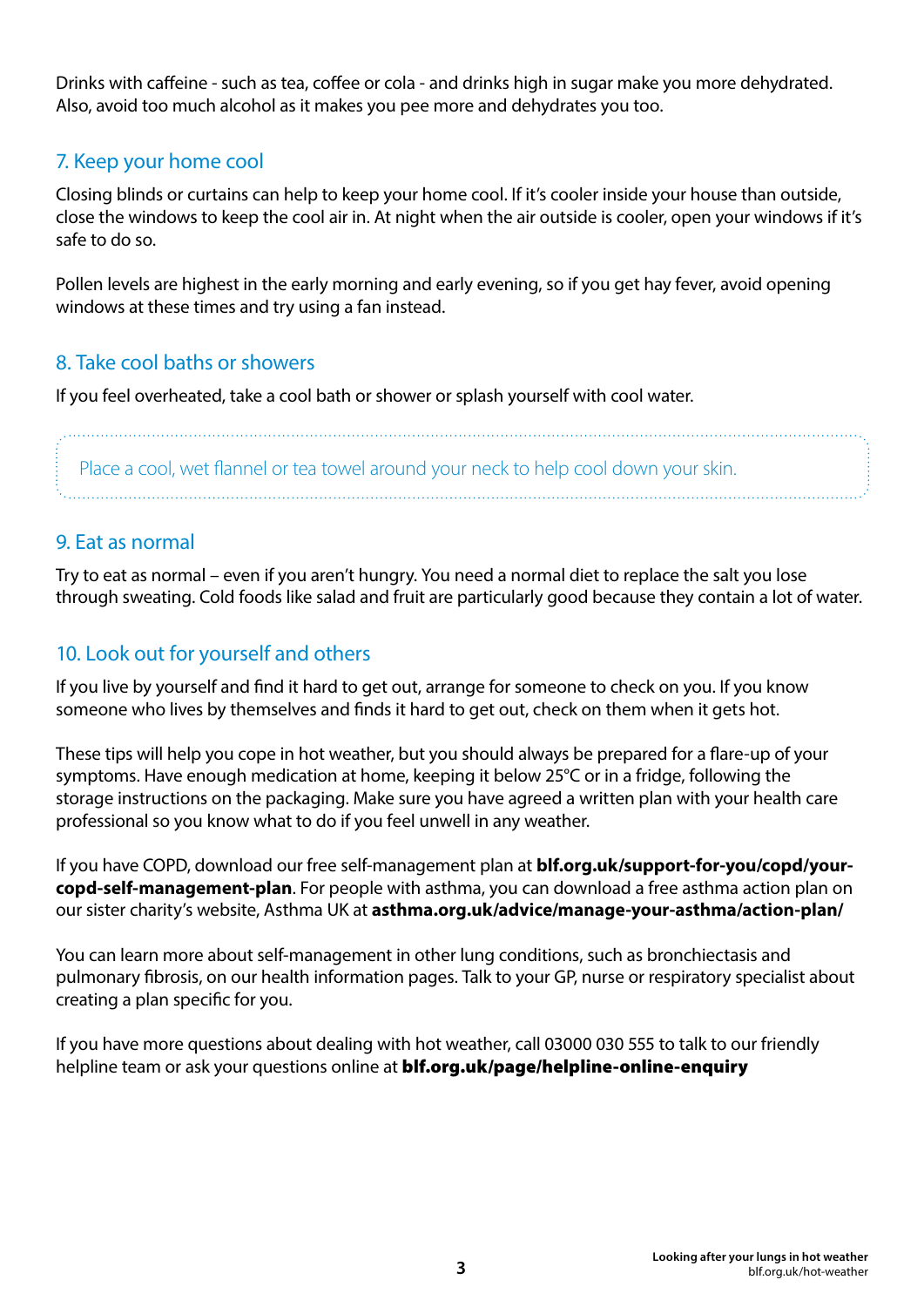Drinks with caffeine - such as tea, coffee or cola - and drinks high in sugar make you more dehydrated. Also, avoid too much alcohol as it makes you pee more and dehydrates you too.

## 7. Keep your home cool

Closing blinds or curtains can help to keep your home cool. If it's cooler inside your house than outside, close the windows to keep the cool air in. At night when the air outside is cooler, open your windows if it's safe to do so.

Pollen levels are highest in the early morning and early evening, so if you get hay fever, avoid opening windows at these times and try using a fan instead.

## 8. Take cool baths or showers

If you feel overheated, take a cool bath or shower or splash yourself with cool water.

> Place a cool, wet flannel or tea towel around your neck to help cool down your skin.

## 9. Eat as normal

Try to eat as normal – even if you aren't hungry. You need a normal diet to replace the salt you lose through sweating. Cold foods like salad and fruit are particularly good because they contain a lot of water.

## 10. Look out for yourself and others

If you live by yourself and find it hard to get out, arrange for someone to check on you. If you know someone who lives by themselves and finds it hard to get out, check on them when it gets hot.

These tips will help you cope in hot weather, but you should always be prepared for a flare-up of your symptoms. Have enough medication at home, keeping it below 25°C or in a fridge, following the storage instructions on the packaging. Make sure you have agreed a written plan with your health care professional so you know what to do if you feel unwell in any weather.

If you have COPD, download our free self-management plan at **blf.org.uk/support-for-you/copd/your-copd-self-management-plan**. For people with asthma, you can download a free asthma action plan on our sister charity's website, Asthma UK at **asthma.org.uk/advice/manage-your-asthma/action-plan/**

You can learn more about self-management in other lung conditions, such as bronchiectasis and pulmonary fibrosis, on our health information pages. Talk to your GP, nurse or respiratory specialist about creating a plan specific for you.

If you have more questions about dealing with hot weather, call 03000 030 555 to talk to our friendly helpline team or ask your questions online at **blf.org.uk/page/helpline-online-enquiry**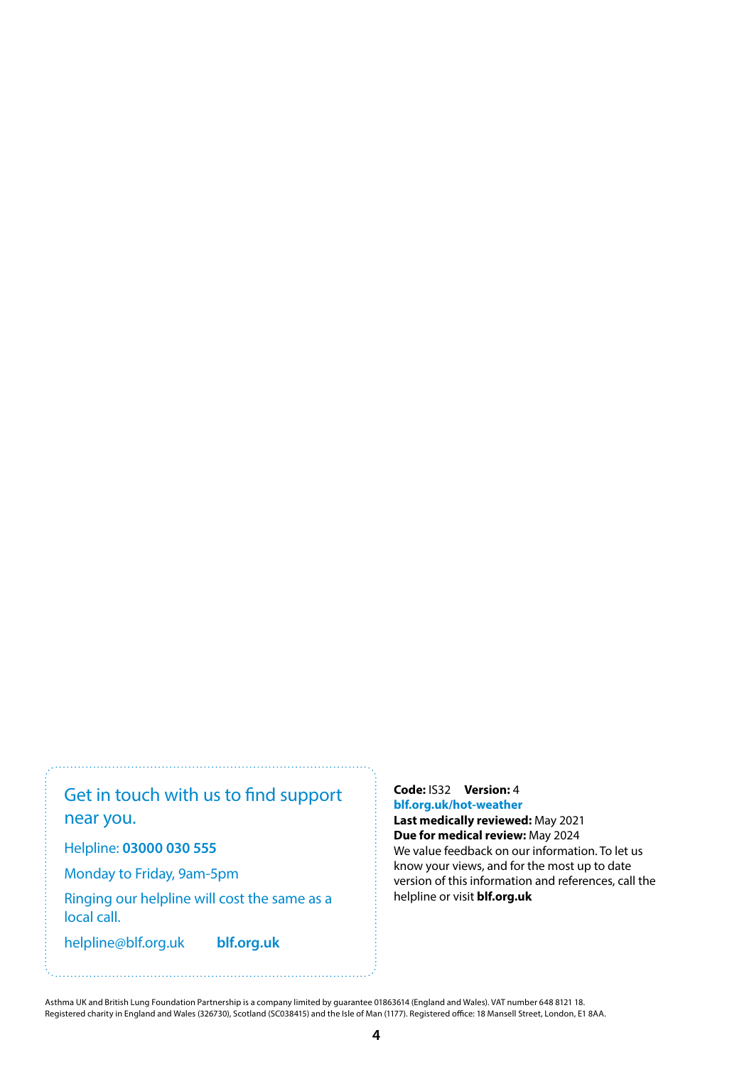Get in touch with us to find support near you.

Helpline: **03000 030 555**

Monday to Friday, 9am-5pm

Ringing our helpline will cost the same as a local call.

helpline@blf.org.uk **blf.org.uk**

**Code:** IS32 **Version:** 4
**blf.org.uk/hot-weather**
**Last medically reviewed:** May 2021
**Due for medical review:** May 2024
We value feedback on our information. To let us know your views, and for the most up to date version of this information and references, call the helpline or visit **blf.org.uk**

Asthma UK and British Lung Foundation Partnership is a company limited by guarantee 01863614 (England and Wales). VAT number 648 8121 18.
Registered charity in England and Wales (326730), Scotland (SC038415) and the Isle of Man (1177). Registered office: 18 Mansell Street, London, E1 8AA.